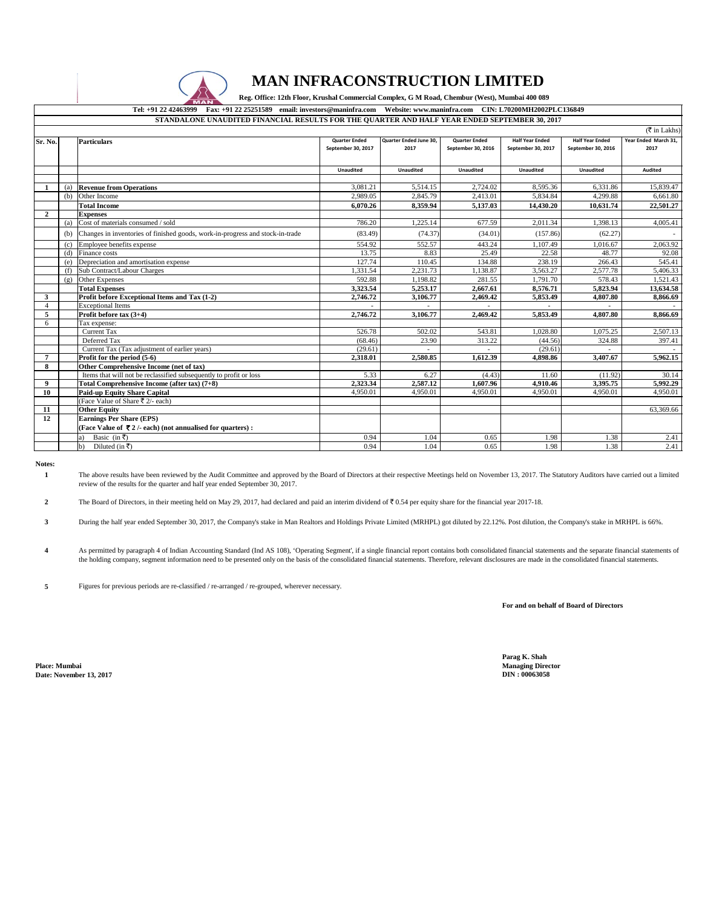# MAN INFRACONSTRUCTION LIMITED

**Reg. Office: 12th Floor, Krushal Commercial Complex, G M Road, Chembur (West), Mumbai 400 089**

**Tel: +91 22 42463999 Fax: +91 22 25251589 email: investors@maninfra.com Website: www.maninfra.com CIN: L70200MH2002PLC136849**

**STANDALONE UNAUDITED FINANCIAL RESULTS FOR THE QUARTER AND HALF YEAR ENDED SEPTEMBER 30, 2017**

(₹ in Lakhs)

| Sr. No. | | Particulars | Quarter Ended September 30, 2017 | Quarter Ended June 30, 2017 | Quarter Ended September 30, 2016 | Half Year Ended September 30, 2017 | Half Year Ended September 30, 2016 | Year Ended March 31, 2017 |
|---|---|---|---|---|---|---|---|---|
| | | | Unaudited | Unaudited | Unaudited | Unaudited | Unaudited | Audited |
| 1 | (a) | **Revenue from Operations** | 3,081.21 | 5,514.15 | 2,724.02 | 8,595.36 | 6,331.86 | 15,839.47 |
| | (b) | Other Income | 2,989.05 | 2,845.79 | 2,413.01 | 5,834.84 | 4,299.88 | 6,661.80 |
| | | **Total Income** | **6,070.26** | **8,359.94** | **5,137.03** | **14,430.20** | **10,631.74** | **22,501.27** |
| 2 | | **Expenses** | | | | | | |
| | (a) | Cost of materials consumed / sold | 786.20 | 1,225.14 | 677.59 | 2,011.34 | 1,398.13 | 4,005.41 |
| | (b) | Changes in inventories of finished goods, work-in-progress and stock-in-trade | (83.49) | (74.37) | (34.01) | (157.86) | (62.27) | - |
| | (c) | Employee benefits expense | 554.92 | 552.57 | 443.24 | 1,107.49 | 1,016.67 | 2,063.92 |
| | (d) | Finance costs | 13.75 | 8.83 | 25.49 | 22.58 | 48.77 | 92.08 |
| | (e) | Depreciation and amortisation expense | 127.74 | 110.45 | 134.88 | 238.19 | 266.43 | 545.41 |
| | (f) | Sub Contract/Labour Charges | 1,331.54 | 2,231.73 | 1,138.87 | 3,563.27 | 2,577.78 | 5,406.33 |
| | (g) | Other Expenses | 592.88 | 1,198.82 | 281.55 | 1,791.70 | 578.43 | 1,521.43 |
| | | **Total Expenses** | **3,323.54** | **5,253.17** | **2,667.61** | **8,576.71** | **5,823.94** | **13,634.58** |
| 3 | | **Profit before Exceptional Items and Tax (1-2)** | **2,746.72** | **3,106.77** | **2,469.42** | **5,853.49** | **4,807.80** | **8,866.69** |
| 4 | | Exceptional Items | - | - | - | - | - | - |
| 5 | | **Profit before tax (3+4)** | **2,746.72** | **3,106.77** | **2,469.42** | **5,853.49** | **4,807.80** | **8,866.69** |
| 6 | | Tax expense: | | | | | | |
| | | Current Tax | 526.78 | 502.02 | 543.81 | 1,028.80 | 1,075.25 | 2,507.13 |
| | | Deferred Tax | (68.46) | 23.90 | 313.22 | (44.56) | 324.88 | 397.41 |
| | | Current Tax (Tax adjustment of earlier years) | (29.61) | - | - | (29.61) | - | - |
| 7 | | **Profit for the period (5-6)** | **2,318.01** | **2,580.85** | **1,612.39** | **4,898.86** | **3,407.67** | **5,962.15** |
| 8 | | **Other Comprehensive Income (net of tax)** | | | | | | |
| | | Items that will not be reclassified subsequently to profit or loss | 5.33 | 6.27 | (4.43) | 11.60 | (11.92) | 30.14 |
| 9 | | **Total Comprehensive Income (after tax) (7+8)** | **2,323.34** | **2,587.12** | **1,607.96** | **4,910.46** | **3,395.75** | **5,992.29** |
| 10 | | **Paid-up Equity Share Capital** | 4,950.01 | 4,950.01 | 4,950.01 | 4,950.01 | 4,950.01 | 4,950.01 |
| | | (Face Value of Share ₹ 2/- each) | | | | | | |
| 11 | | **Other Equity** | | | | | | 63,369.66 |
| 12 | | **Earnings Per Share (EPS)** | | | | | | |
| | | **(Face Value of ₹ 2 /- each) (not annualised for quarters) :** | | | | | | |
| | | a) Basic (in ₹) | 0.94 | 1.04 | 0.65 | 1.98 | 1.38 | 2.41 |
| | | b) Diluted (in ₹) | 0.94 | 1.04 | 0.65 | 1.98 | 1.38 | 2.41 |

**Notes:**

1. The above results have been reviewed by the Audit Committee and approved by the Board of Directors at their respective Meetings held on November 13, 2017. The Statutory Auditors have carried out a limited review of the results for the quarter and half year ended September 30, 2017.

2. The Board of Directors, in their meeting held on May 29, 2017, had declared and paid an interim dividend of ₹ 0.54 per equity share for the financial year 2017-18.

3. During the half year ended September 30, 2017, the Company's stake in Man Realtors and Holdings Private Limited (MRHPL) got diluted by 22.12%. Post dilution, the Company's stake in MRHPL is 66%.

4. As permitted by paragraph 4 of Indian Accounting Standard (Ind AS 108), 'Operating Segment', if a single financial report contains both consolidated financial statements and the separate financial statements of the holding company, segment information need to be presented only on the basis of the consolidated financial statements. Therefore, relevant disclosures are made in the consolidated financial statements.

5. Figures for previous periods are re-classified / re-arranged / re-grouped, wherever necessary.

**For and on behalf of Board of Directors**

**Parag K. Shah**
**Managing Director**
**DIN : 00063058**

**Place: Mumbai**
**Date: November 13, 2017**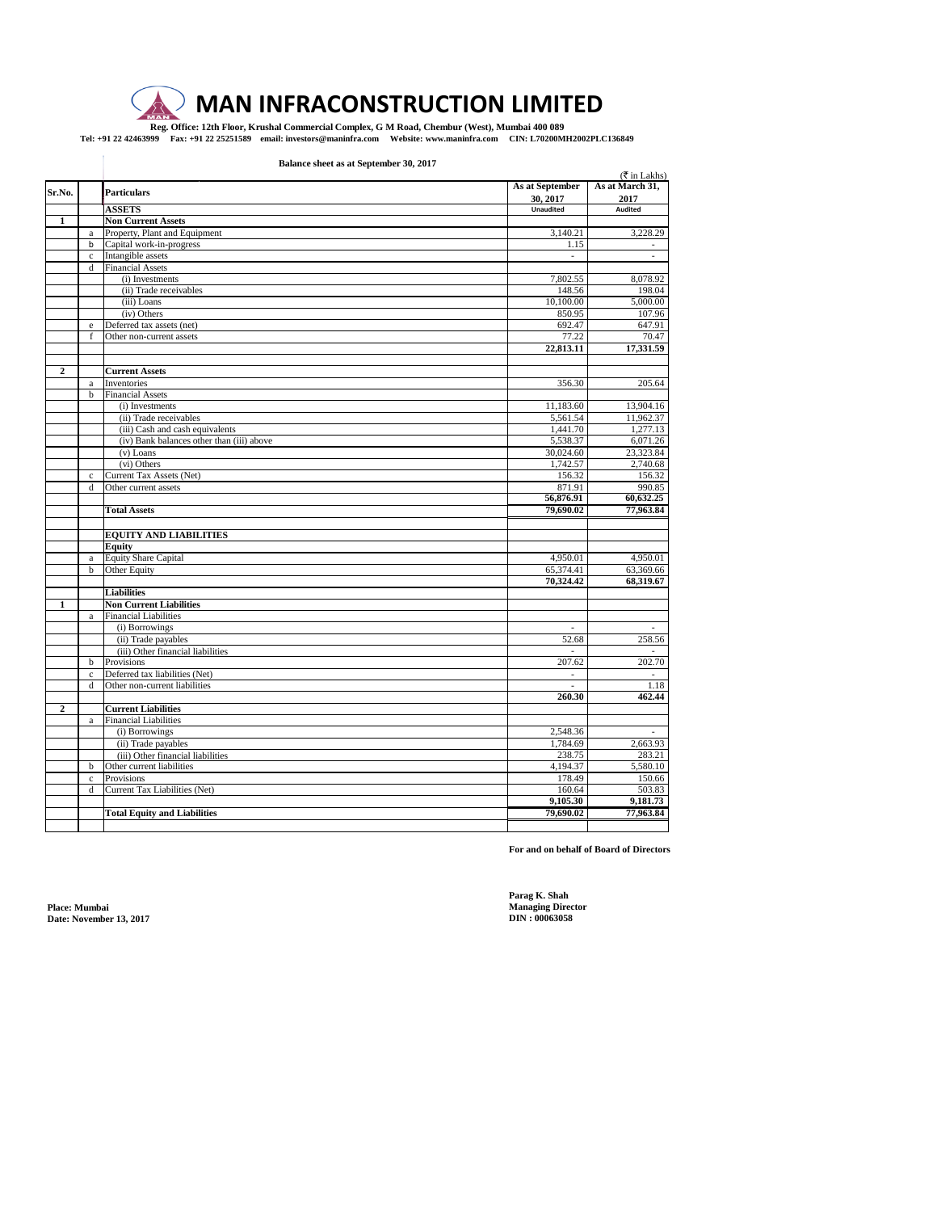# MAN INFRACONSTRUCTION LIMITED

**Reg. Office: 12th Floor, Krushal Commercial Complex, G M Road, Chembur (West), Mumbai 400 089**

**Tel: +91 22 42463999 Fax: +91 22 25251589 email: investors@maninfra.com Website: www.maninfra.com CIN: L70200MH2002PLC136849**

**Balance sheet as at September 30, 2017**

(₹ in Lakhs)

| Sr.No. | | Particulars | As at September 30, 2017 | As at March 31, 2017 |
|---|---|---|---|---|
| | | **ASSETS** | Unaudited | Audited |
| **1** | | **Non Current Assets** | | |
| | a | Property, Plant and Equipment | 3,140.21 | 3,228.29 |
| | b | Capital work-in-progress | 1.15 | - |
| | c | Intangible assets | - | - |
| | d | Financial Assets | | |
| | | (i) Investments | 7,802.55 | 8,078.92 |
| | | (ii) Trade receivables | 148.56 | 198.04 |
| | | (iii) Loans | 10,100.00 | 5,000.00 |
| | | (iv) Others | 850.95 | 107.96 |
| | e | Deferred tax assets (net) | 692.47 | 647.91 |
| | f | Other non-current assets | 77.22 | 70.47 |
| | | | **22,813.11** | **17,331.59** |
| **2** | | **Current Assets** | | |
| | a | Inventories | 356.30 | 205.64 |
| | b | Financial Assets | | |
| | | (i) Investments | 11,183.60 | 13,904.16 |
| | | (ii) Trade receivables | 5,561.54 | 11,962.37 |
| | | (iii) Cash and cash equivalents | 1,441.70 | 1,277.13 |
| | | (iv) Bank balances other than (iii) above | 5,538.37 | 6,071.26 |
| | | (v) Loans | 30,024.60 | 23,323.84 |
| | | (vi) Others | 1,742.57 | 2,740.68 |
| | c | Current Tax Assets (Net) | 156.32 | 156.32 |
| | d | Other current assets | 871.91 | 990.85 |
| | | | **56,876.91** | **60,632.25** |
| | | **Total Assets** | **79,690.02** | **77,963.84** |
| | | **EQUITY AND LIABILITIES** | | |
| | | **Equity** | | |
| | a | Equity Share Capital | 4,950.01 | 4,950.01 |
| | b | Other Equity | 65,374.41 | 63,369.66 |
| | | | **70,324.42** | **68,319.67** |
| | | **Liabilities** | | |
| **1** | | **Non Current Liabilities** | | |
| | a | Financial Liabilities | | |
| | | (i) Borrowings | - | - |
| | | (ii) Trade payables | 52.68 | 258.56 |
| | | (iii) Other financial liabilities | - | - |
| | b | Provisions | 207.62 | 202.70 |
| | c | Deferred tax liabilities (Net) | - | - |
| | d | Other non-current liabilities | - | 1.18 |
| | | | **260.30** | **462.44** |
| **2** | | **Current Liabilities** | | |
| | a | Financial Liabilities | | |
| | | (i) Borrowings | 2,548.36 | - |
| | | (ii) Trade payables | 1,784.69 | 2,663.93 |
| | | (iii) Other financial liabilities | 238.75 | 283.21 |
| | b | Other current liabilities | 4,194.37 | 5,580.10 |
| | c | Provisions | 178.49 | 150.66 |
| | d | Current Tax Liabilities (Net) | 160.64 | 503.83 |
| | | | **9,105.30** | **9,181.73** |
| | | **Total Equity and Liabilities** | **79,690.02** | **77,963.84** |

**For and on behalf of Board of Directors**

**Parag K. Shah**
**Managing Director**
**DIN : 00063058**

**Place: Mumbai**
**Date: November 13, 2017**